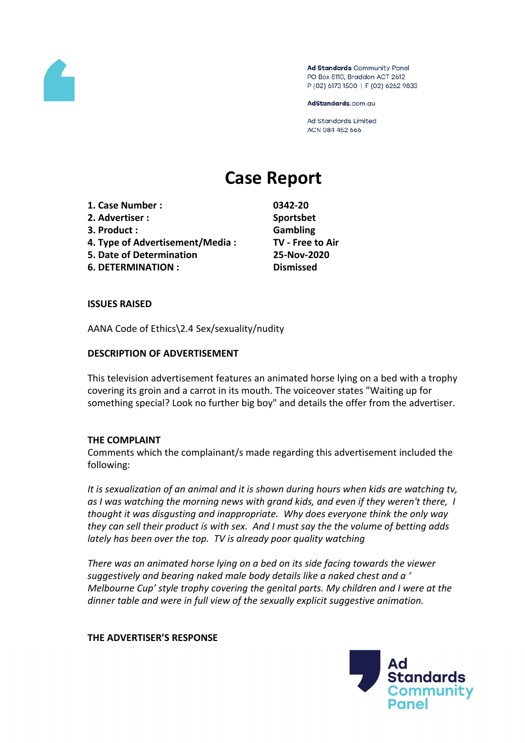Ad Standards Community Panel
PO Box 5110, Braddon ACT 2612
P (02) 6173 1500 | F (02) 6262 9833

AdStandards.com.au

Ad Standards Limited
ACN 084 452 666

# Case Report

| | |
|---|---|
| **1. Case Number :** | **0342-20** |
| **2. Advertiser :** | **Sportsbet** |
| **3. Product :** | **Gambling** |
| **4. Type of Advertisement/Media :** | **TV - Free to Air** |
| **5. Date of Determination** | **25-Nov-2020** |
| **6. DETERMINATION :** | **Dismissed** |

**ISSUES RAISED**

AANA Code of Ethics\2.4 Sex/sexuality/nudity

**DESCRIPTION OF ADVERTISEMENT**

This television advertisement features an animated horse lying on a bed with a trophy covering its groin and a carrot in its mouth. The voiceover states "Waiting up for something special? Look no further big boy" and details the offer from the advertiser.

**THE COMPLAINT**

Comments which the complainant/s made regarding this advertisement included the following:

*It is sexualization of an animal and it is shown during hours when kids are watching tv, as I was watching the morning news with grand kids, and even if they weren't there, I thought it was disgusting and inappropriate. Why does everyone think the only way they can sell their product is with sex. And I must say the the volume of betting adds lately has been over the top. TV is already poor quality watching*

*There was an animated horse lying on a bed on its side facing towards the viewer suggestively and bearing naked male body details like a naked chest and a ' Melbourne Cup' style trophy covering the genital parts. My children and I were at the dinner table and were in full view of the sexually explicit suggestive animation.*

**THE ADVERTISER'S RESPONSE**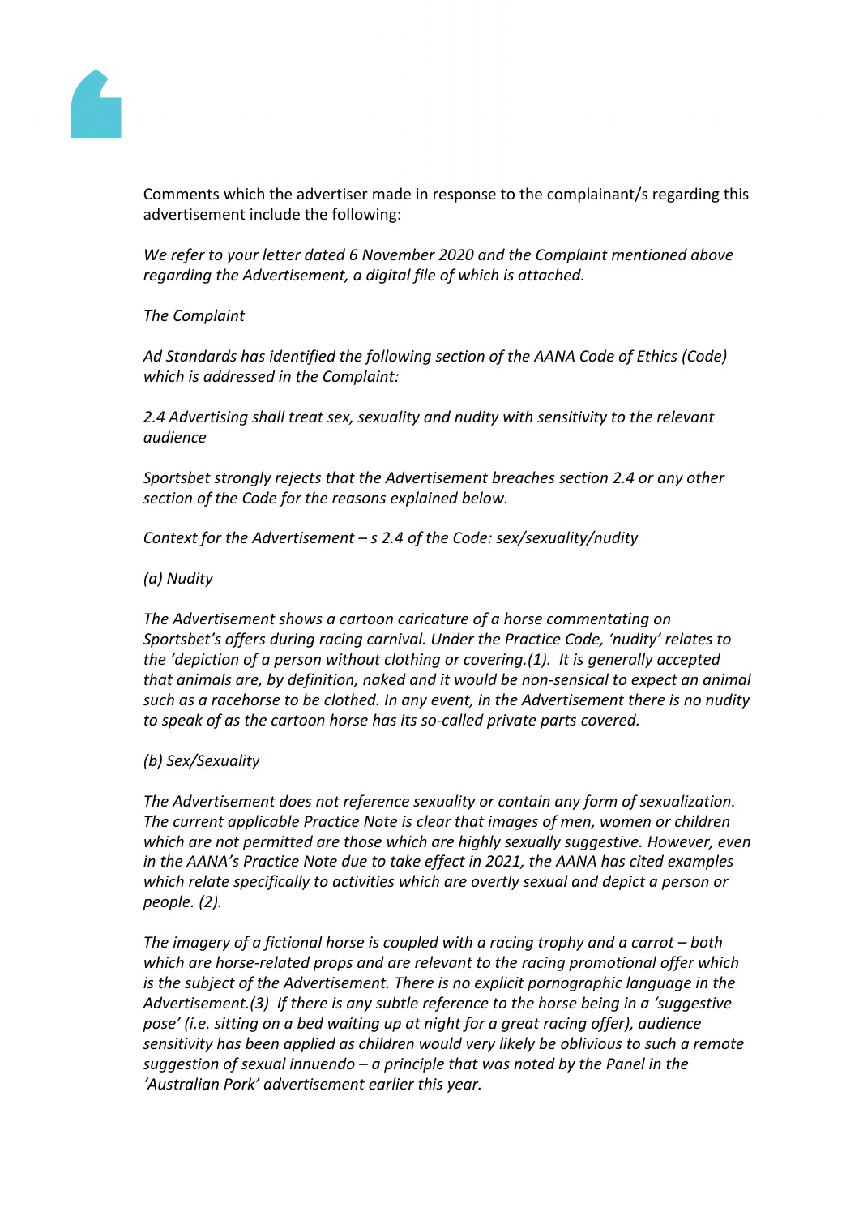Comments which the advertiser made in response to the complainant/s regarding this advertisement include the following:

*We refer to your letter dated 6 November 2020 and the Complaint mentioned above regarding the Advertisement, a digital file of which is attached.*

*The Complaint*

*Ad Standards has identified the following section of the AANA Code of Ethics (Code) which is addressed in the Complaint:*

*2.4 Advertising shall treat sex, sexuality and nudity with sensitivity to the relevant audience*

*Sportsbet strongly rejects that the Advertisement breaches section 2.4 or any other section of the Code for the reasons explained below.*

*Context for the Advertisement – s 2.4 of the Code: sex/sexuality/nudity*

*(a) Nudity*

*The Advertisement shows a cartoon caricature of a horse commentating on Sportsbet's offers during racing carnival. Under the Practice Code, 'nudity' relates to the 'depiction of a person without clothing or covering.(1). It is generally accepted that animals are, by definition, naked and it would be non-sensical to expect an animal such as a racehorse to be clothed. In any event, in the Advertisement there is no nudity to speak of as the cartoon horse has its so-called private parts covered.*

*(b) Sex/Sexuality*

*The Advertisement does not reference sexuality or contain any form of sexualization. The current applicable Practice Note is clear that images of men, women or children which are not permitted are those which are highly sexually suggestive. However, even in the AANA's Practice Note due to take effect in 2021, the AANA has cited examples which relate specifically to activities which are overtly sexual and depict a person or people. (2).*

*The imagery of a fictional horse is coupled with a racing trophy and a carrot – both which are horse-related props and are relevant to the racing promotional offer which is the subject of the Advertisement. There is no explicit pornographic language in the Advertisement.(3) If there is any subtle reference to the horse being in a 'suggestive pose' (i.e. sitting on a bed waiting up at night for a great racing offer), audience sensitivity has been applied as children would very likely be oblivious to such a remote suggestion of sexual innuendo – a principle that was noted by the Panel in the 'Australian Pork' advertisement earlier this year.*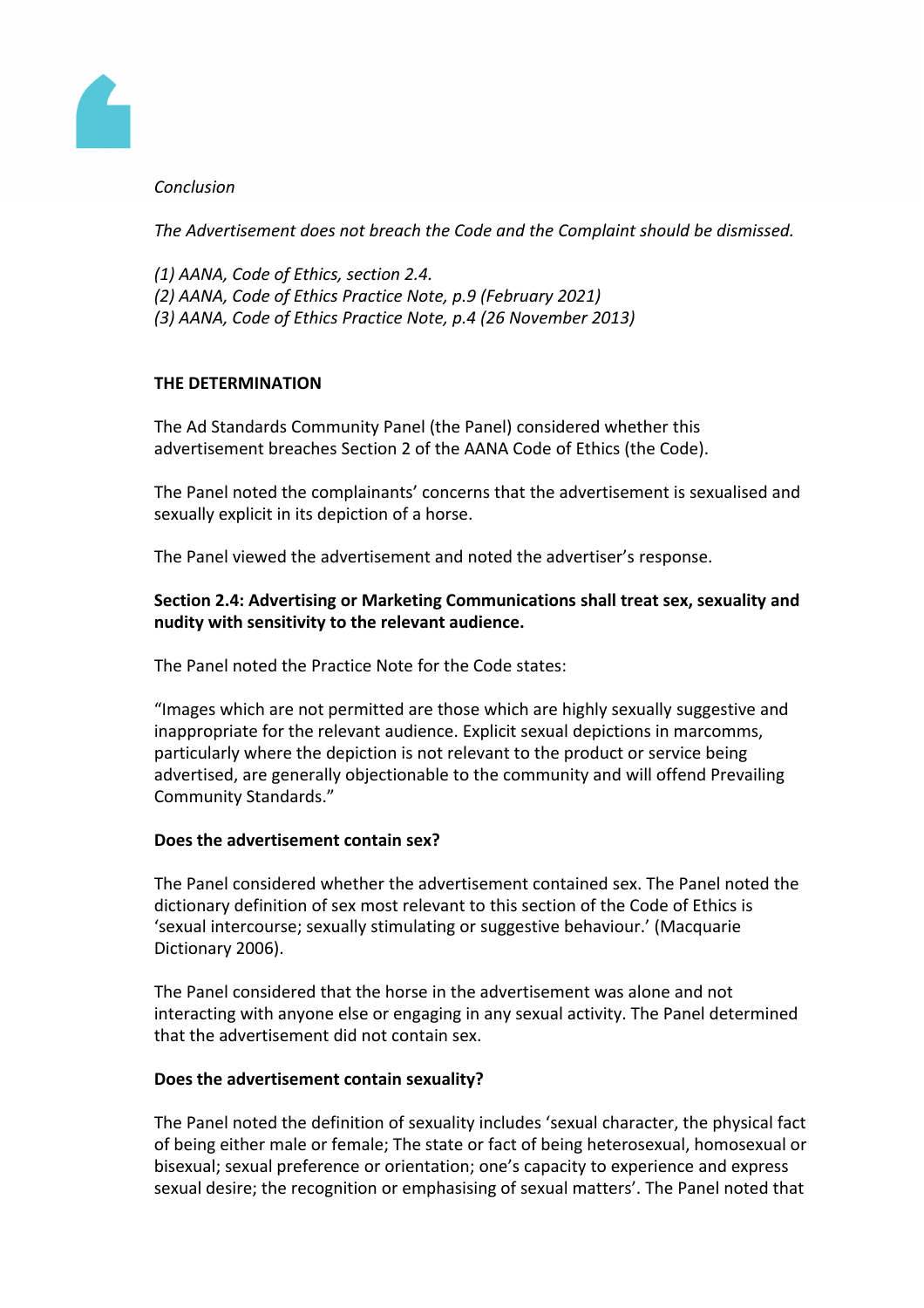*Conclusion*

*The Advertisement does not breach the Code and the Complaint should be dismissed.*

*(1) AANA, Code of Ethics, section 2.4.*
*(2) AANA, Code of Ethics Practice Note, p.9 (February 2021)*
*(3) AANA, Code of Ethics Practice Note, p.4 (26 November 2013)*

**THE DETERMINATION**

The Ad Standards Community Panel (the Panel) considered whether this advertisement breaches Section 2 of the AANA Code of Ethics (the Code).

The Panel noted the complainants' concerns that the advertisement is sexualised and sexually explicit in its depiction of a horse.

The Panel viewed the advertisement and noted the advertiser's response.

**Section 2.4: Advertising or Marketing Communications shall treat sex, sexuality and nudity with sensitivity to the relevant audience.**

The Panel noted the Practice Note for the Code states:

"Images which are not permitted are those which are highly sexually suggestive and inappropriate for the relevant audience. Explicit sexual depictions in marcomms, particularly where the depiction is not relevant to the product or service being advertised, are generally objectionable to the community and will offend Prevailing Community Standards."

**Does the advertisement contain sex?**

The Panel considered whether the advertisement contained sex. The Panel noted the dictionary definition of sex most relevant to this section of the Code of Ethics is 'sexual intercourse; sexually stimulating or suggestive behaviour.' (Macquarie Dictionary 2006).

The Panel considered that the horse in the advertisement was alone and not interacting with anyone else or engaging in any sexual activity. The Panel determined that the advertisement did not contain sex.

**Does the advertisement contain sexuality?**

The Panel noted the definition of sexuality includes 'sexual character, the physical fact of being either male or female; The state or fact of being heterosexual, homosexual or bisexual; sexual preference or orientation; one's capacity to experience and express sexual desire; the recognition or emphasising of sexual matters'. The Panel noted that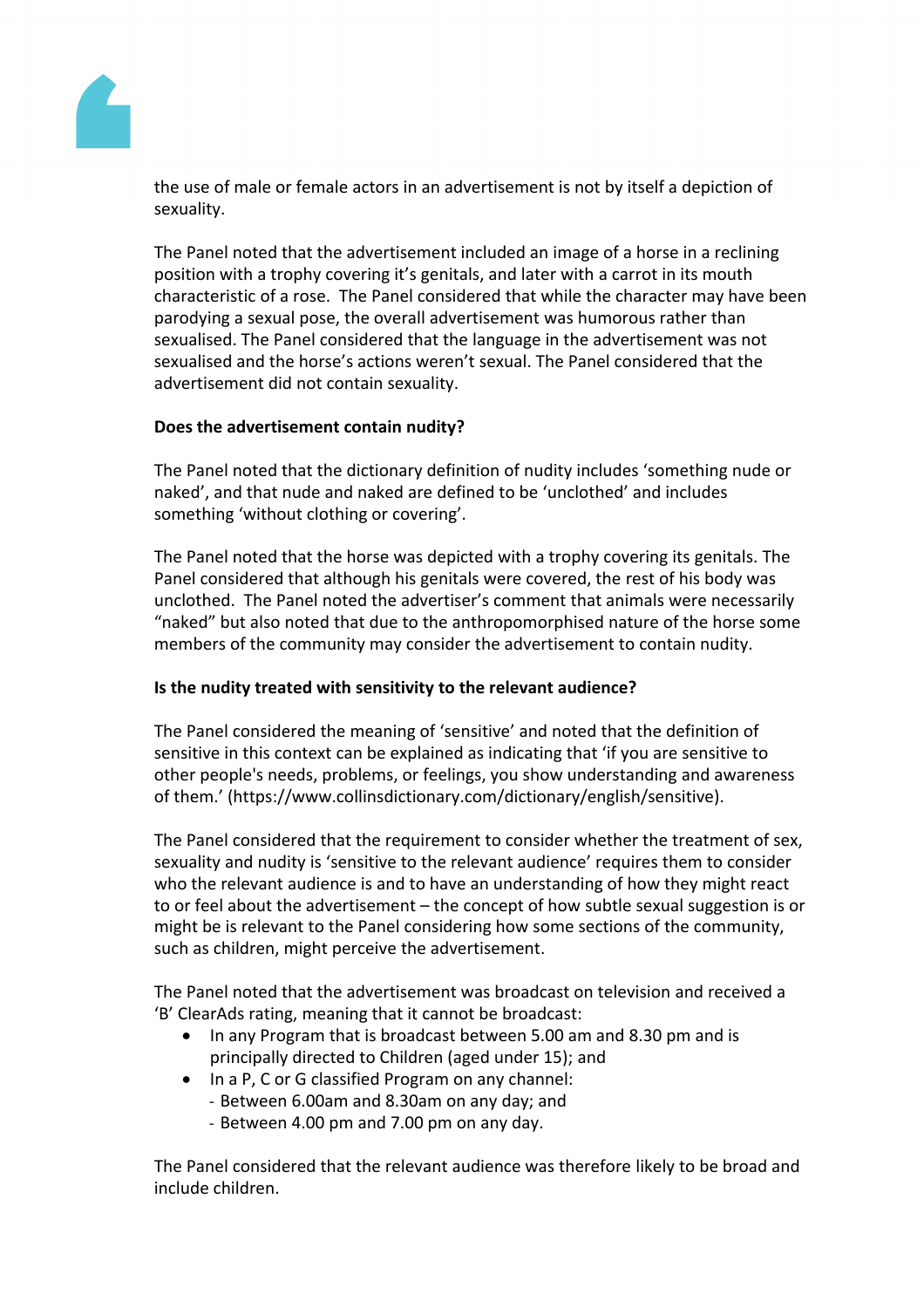the use of male or female actors in an advertisement is not by itself a depiction of sexuality.

The Panel noted that the advertisement included an image of a horse in a reclining position with a trophy covering it's genitals, and later with a carrot in its mouth characteristic of a rose. The Panel considered that while the character may have been parodying a sexual pose, the overall advertisement was humorous rather than sexualised. The Panel considered that the language in the advertisement was not sexualised and the horse's actions weren't sexual. The Panel considered that the advertisement did not contain sexuality.

**Does the advertisement contain nudity?**

The Panel noted that the dictionary definition of nudity includes 'something nude or naked', and that nude and naked are defined to be 'unclothed' and includes something 'without clothing or covering'.

The Panel noted that the horse was depicted with a trophy covering its genitals. The Panel considered that although his genitals were covered, the rest of his body was unclothed. The Panel noted the advertiser's comment that animals were necessarily "naked" but also noted that due to the anthropomorphised nature of the horse some members of the community may consider the advertisement to contain nudity.

**Is the nudity treated with sensitivity to the relevant audience?**

The Panel considered the meaning of 'sensitive' and noted that the definition of sensitive in this context can be explained as indicating that 'if you are sensitive to other people's needs, problems, or feelings, you show understanding and awareness of them.' (https://www.collinsdictionary.com/dictionary/english/sensitive).

The Panel considered that the requirement to consider whether the treatment of sex, sexuality and nudity is 'sensitive to the relevant audience' requires them to consider who the relevant audience is and to have an understanding of how they might react to or feel about the advertisement – the concept of how subtle sexual suggestion is or might be is relevant to the Panel considering how some sections of the community, such as children, might perceive the advertisement.

The Panel noted that the advertisement was broadcast on television and received a 'B' ClearAds rating, meaning that it cannot be broadcast:

- In any Program that is broadcast between 5.00 am and 8.30 pm and is principally directed to Children (aged under 15); and
- In a P, C or G classified Program on any channel:
  - Between 6.00am and 8.30am on any day; and
  - Between 4.00 pm and 7.00 pm on any day.

The Panel considered that the relevant audience was therefore likely to be broad and include children.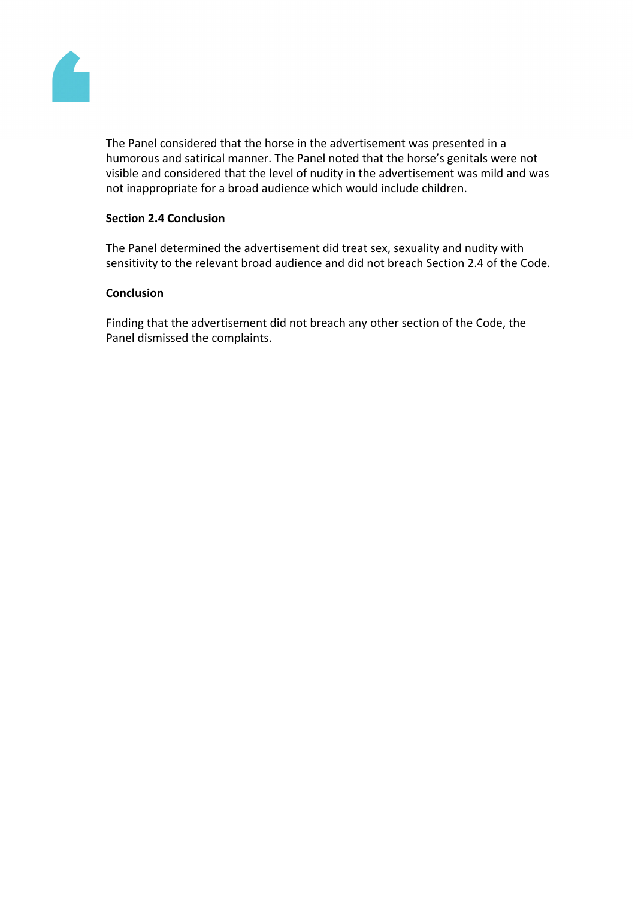The Panel considered that the horse in the advertisement was presented in a humorous and satirical manner. The Panel noted that the horse's genitals were not visible and considered that the level of nudity in the advertisement was mild and was not inappropriate for a broad audience which would include children.

**Section 2.4 Conclusion**

The Panel determined the advertisement did treat sex, sexuality and nudity with sensitivity to the relevant broad audience and did not breach Section 2.4 of the Code.

**Conclusion**

Finding that the advertisement did not breach any other section of the Code, the Panel dismissed the complaints.